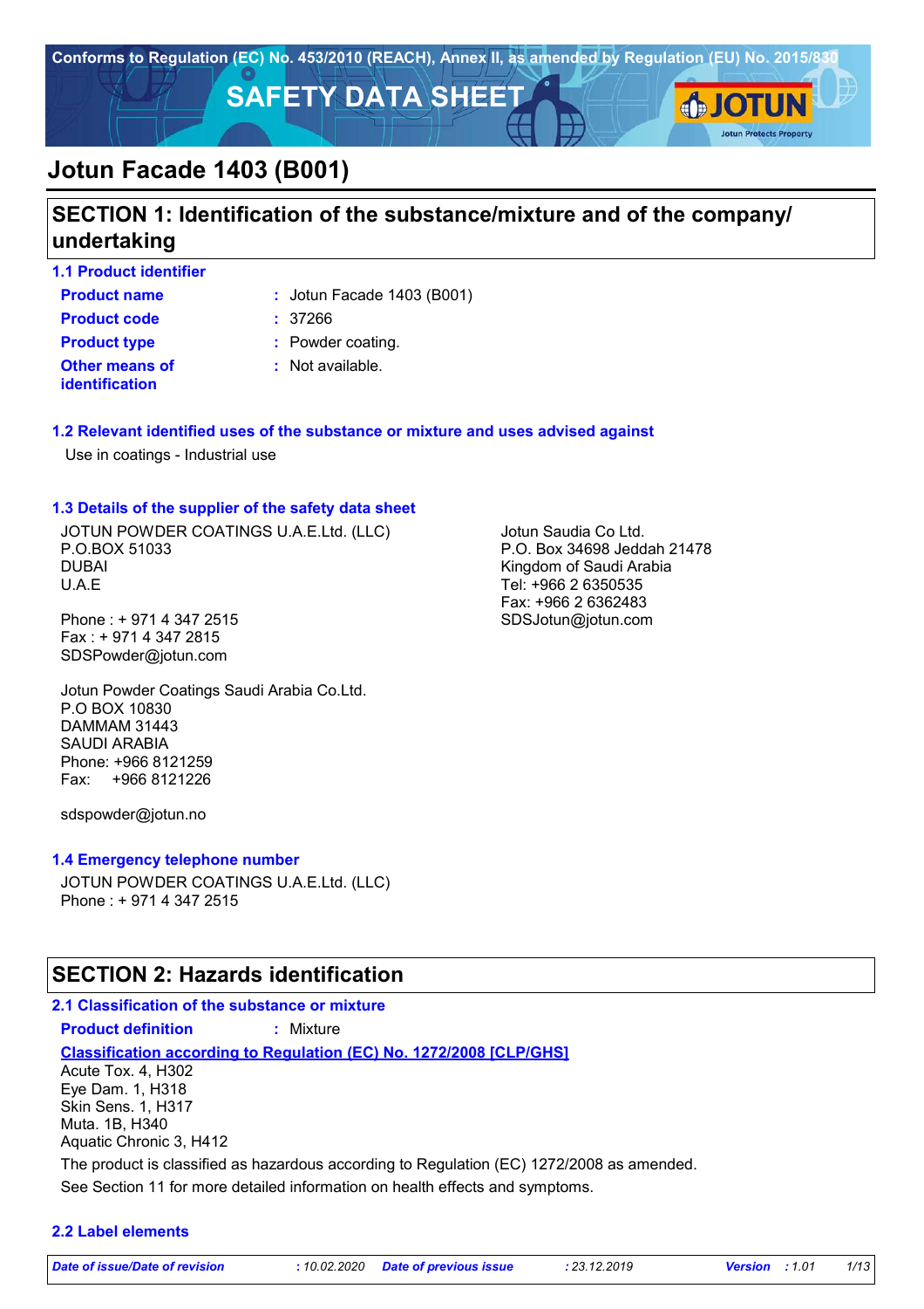Conforms to Regulation (EC) No. 453/2010 (REACH), Annex II, as amended by Regulation (EU) No. 2015/830

# SAFETY DATA SHEET

# Jotun Facade 1403 (B001)

## SECTION 1: Identification of the substance/mixture and of the company/undertaking

### 1.1 Product identifier

| | |
|---|---|
| **Product name** | : Jotun Facade 1403 (B001) |
| **Product code** | : 37266 |
| **Product type** | : Powder coating. |
| **Other means of identification** | : Not available. |

### 1.2 Relevant identified uses of the substance or mixture and uses advised against

Use in coatings - Industrial use

### 1.3 Details of the supplier of the safety data sheet

JOTUN POWDER COATINGS U.A.E.Ltd. (LLC)
P.O.BOX 51033
DUBAI
U.A.E

Phone : + 971 4 347 2515
Fax : + 971 4 347 2815
SDSPowder@jotun.com

Jotun Saudia Co Ltd.
P.O. Box 34698 Jeddah 21478
Kingdom of Saudi Arabia
Tel: +966 2 6350535
Fax: +966 2 6362483
SDSJotun@jotun.com

Jotun Powder Coatings Saudi Arabia Co.Ltd.
P.O BOX 10830
DAMMAM 31443
SAUDI ARABIA
Phone: +966 8121259
Fax: +966 8121226

sdspowder@jotun.no

### 1.4 Emergency telephone number

JOTUN POWDER COATINGS U.A.E.Ltd. (LLC)
Phone : + 971 4 347 2515

## SECTION 2: Hazards identification

### 2.1 Classification of the substance or mixture

**Product definition** : Mixture

**Classification according to Regulation (EC) No. 1272/2008 [CLP/GHS]**

Acute Tox. 4, H302
Eye Dam. 1, H318
Skin Sens. 1, H317
Muta. 1B, H340
Aquatic Chronic 3, H412

The product is classified as hazardous according to Regulation (EC) 1272/2008 as amended.

See Section 11 for more detailed information on health effects and symptoms.

### 2.2 Label elements

*Date of issue/Date of revision* : 10.02.2020 *Date of previous issue* : 23.12.2019 *Version* : 1.01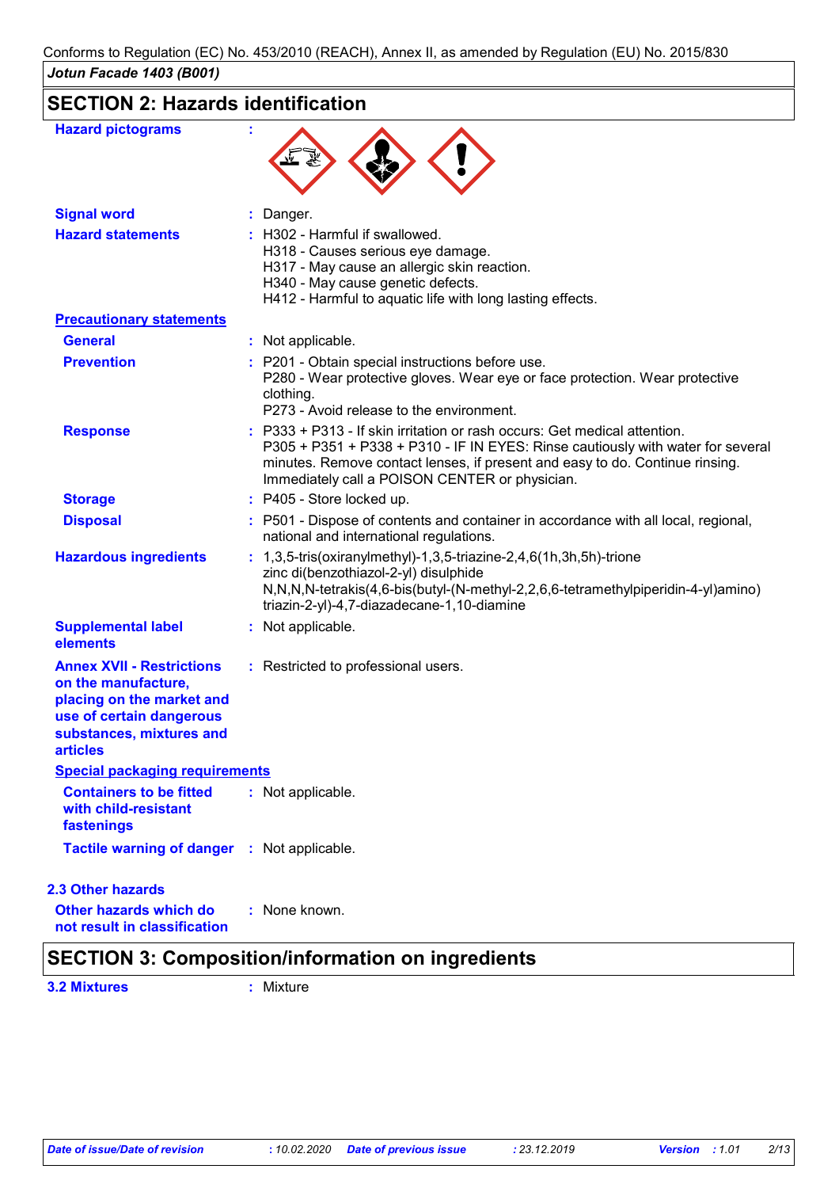## SECTION 2: Hazards identification

**Hazard pictograms** :

**Signal word** : Danger.

**Hazard statements** : H302 - Harmful if swallowed.
H318 - Causes serious eye damage.
H317 - May cause an allergic skin reaction.
H340 - May cause genetic defects.
H412 - Harmful to aquatic life with long lasting effects.

**Precautionary statements**

**General** : Not applicable.

**Prevention** : P201 - Obtain special instructions before use.
P280 - Wear protective gloves. Wear eye or face protection. Wear protective clothing.
P273 - Avoid release to the environment.

**Response** : P333 + P313 - If skin irritation or rash occurs: Get medical attention.
P305 + P351 + P338 + P310 - IF IN EYES: Rinse cautiously with water for several minutes. Remove contact lenses, if present and easy to do. Continue rinsing. Immediately call a POISON CENTER or physician.

**Storage** : P405 - Store locked up.

**Disposal** : P501 - Dispose of contents and container in accordance with all local, regional, national and international regulations.

**Hazardous ingredients** : 1,3,5-tris(oxiranylmethyl)-1,3,5-triazine-2,4,6(1h,3h,5h)-trione
zinc di(benzothiazol-2-yl) disulphide
N,N,N,N-tetrakis(4,6-bis(butyl-(N-methyl-2,2,6,6-tetramethylpiperidin-4-yl)amino) triazin-2-yl)-4,7-diazadecane-1,10-diamine

**Supplemental label elements** : Not applicable.

**Annex XVII - Restrictions on the manufacture, placing on the market and use of certain dangerous substances, mixtures and articles** : Restricted to professional users.

**Special packaging requirements**

**Containers to be fitted with child-resistant fastenings** : Not applicable.

**Tactile warning of danger** : Not applicable.

### 2.3 Other hazards

**Other hazards which do not result in classification** : None known.

## SECTION 3: Composition/information on ingredients

**3.2 Mixtures** : Mixture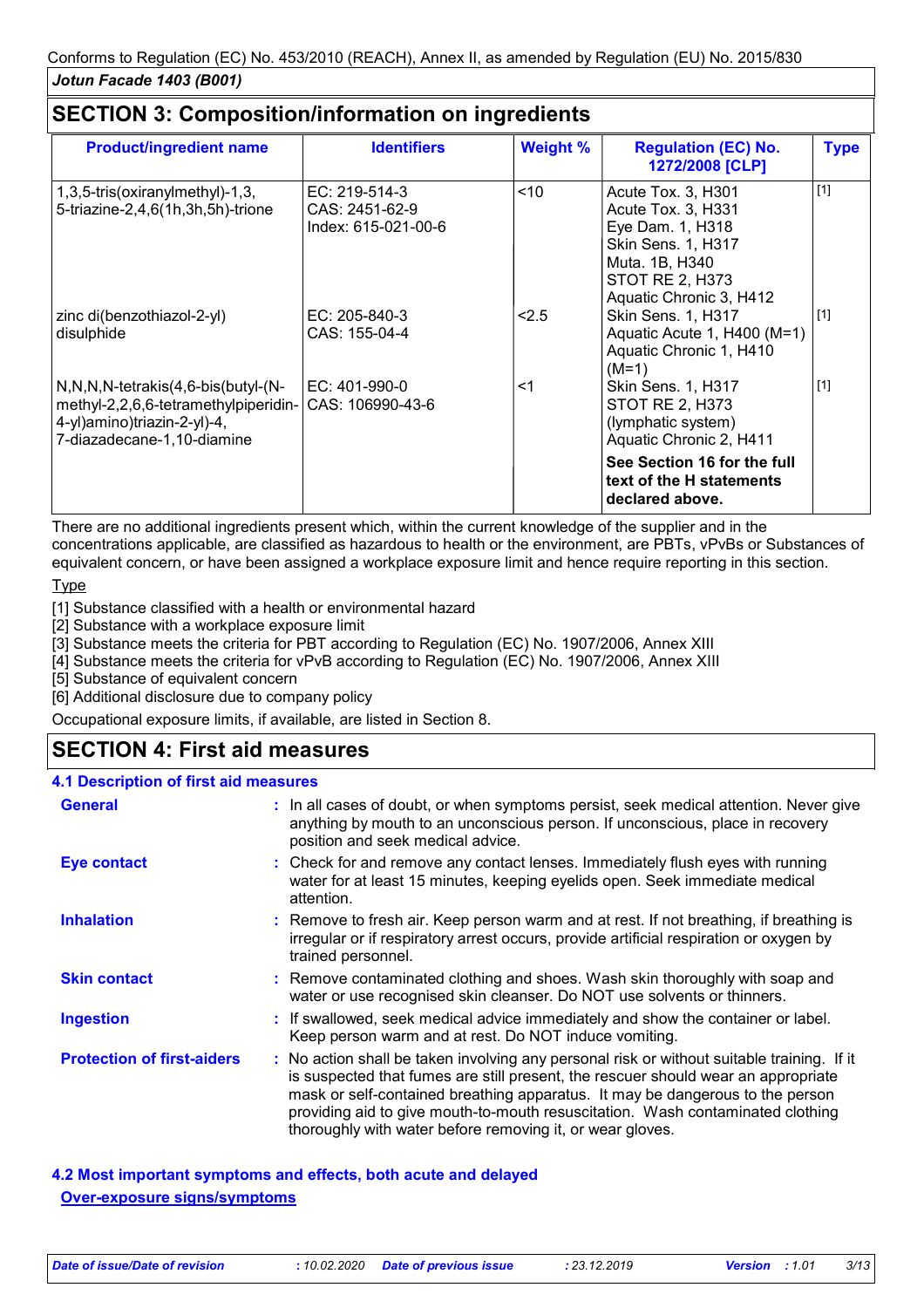Conforms to Regulation (EC) No. 453/2010 (REACH), Annex II, as amended by Regulation (EU) No. 2015/830

***Jotun Facade 1403 (B001)***

## SECTION 3: Composition/information on ingredients

| Product/ingredient name | Identifiers | Weight % | Regulation (EC) No. 1272/2008 [CLP] | Type |
|---|---|---|---|---|
| 1,3,5-tris(oxiranylmethyl)-1,3,5-triazine-2,4,6(1h,3h,5h)-trione | EC: 219-514-3<br>CAS: 2451-62-9<br>Index: 615-021-00-6 | <10 | Acute Tox. 3, H301<br>Acute Tox. 3, H331<br>Eye Dam. 1, H318<br>Skin Sens. 1, H317<br>Muta. 1B, H340<br>STOT RE 2, H373<br>Aquatic Chronic 3, H412 | [1] |
| zinc di(benzothiazol-2-yl) disulphide | EC: 205-840-3<br>CAS: 155-04-4 | <2.5 | Skin Sens. 1, H317<br>Aquatic Acute 1, H400 (M=1)<br>Aquatic Chronic 1, H410 (M=1) | [1] |
| N,N,N,N-tetrakis(4,6-bis(butyl-(N-methyl-2,2,6,6-tetramethylpiperidin-4-yl)amino)triazin-2-yl)-4,7-diazadecane-1,10-diamine | EC: 401-990-0<br>CAS: 106990-43-6 | <1 | Skin Sens. 1, H317<br>STOT RE 2, H373 (lymphatic system)<br>Aquatic Chronic 2, H411 | [1] |
| | | | **See Section 16 for the full text of the H statements declared above.** | |

There are no additional ingredients present which, within the current knowledge of the supplier and in the concentrations applicable, are classified as hazardous to health or the environment, are PBTs, vPvBs or Substances of equivalent concern, or have been assigned a workplace exposure limit and hence require reporting in this section.

Type

[1] Substance classified with a health or environmental hazard
[2] Substance with a workplace exposure limit
[3] Substance meets the criteria for PBT according to Regulation (EC) No. 1907/2006, Annex XIII
[4] Substance meets the criteria for vPvB according to Regulation (EC) No. 1907/2006, Annex XIII
[5] Substance of equivalent concern
[6] Additional disclosure due to company policy

Occupational exposure limits, if available, are listed in Section 8.

## SECTION 4: First aid measures

### 4.1 Description of first aid measures

**General** : In all cases of doubt, or when symptoms persist, seek medical attention. Never give anything by mouth to an unconscious person. If unconscious, place in recovery position and seek medical advice.

**Eye contact** : Check for and remove any contact lenses. Immediately flush eyes with running water for at least 15 minutes, keeping eyelids open. Seek immediate medical attention.

**Inhalation** : Remove to fresh air. Keep person warm and at rest. If not breathing, if breathing is irregular or if respiratory arrest occurs, provide artificial respiration or oxygen by trained personnel.

**Skin contact** : Remove contaminated clothing and shoes. Wash skin thoroughly with soap and water or use recognised skin cleanser. Do NOT use solvents or thinners.

**Ingestion** : If swallowed, seek medical advice immediately and show the container or label. Keep person warm and at rest. Do NOT induce vomiting.

**Protection of first-aiders** : No action shall be taken involving any personal risk or without suitable training. If it is suspected that fumes are still present, the rescuer should wear an appropriate mask or self-contained breathing apparatus. It may be dangerous to the person providing aid to give mouth-to-mouth resuscitation. Wash contaminated clothing thoroughly with water before removing it, or wear gloves.

### 4.2 Most important symptoms and effects, both acute and delayed

Over-exposure signs/symptoms

*Date of issue/Date of revision* : 10.02.2020 *Date of previous issue* : 23.12.2019 *Version* : 1.01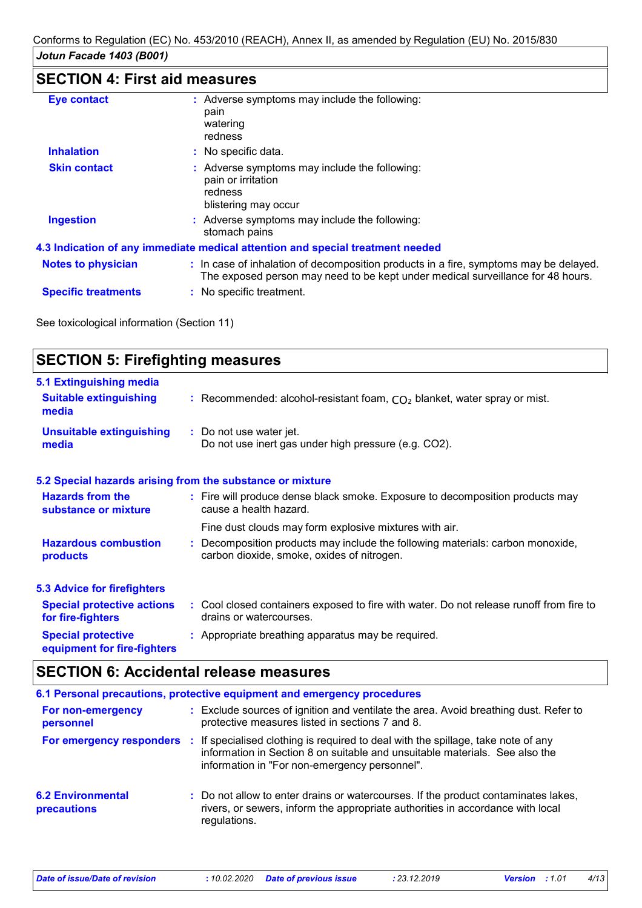## SECTION 4: First aid measures

**Eye contact** : Adverse symptoms may include the following:
pain
watering
redness

**Inhalation** : No specific data.

**Skin contact** : Adverse symptoms may include the following:
pain or irritation
redness
blistering may occur

**Ingestion** : Adverse symptoms may include the following:
stomach pains

### 4.3 Indication of any immediate medical attention and special treatment needed

**Notes to physician** : In case of inhalation of decomposition products in a fire, symptoms may be delayed. The exposed person may need to be kept under medical surveillance for 48 hours.

**Specific treatments** : No specific treatment.

See toxicological information (Section 11)

## SECTION 5: Firefighting measures

### 5.1 Extinguishing media

**Suitable extinguishing media** : Recommended: alcohol-resistant foam, $CO_2$ blanket, water spray or mist.

**Unsuitable extinguishing media** : Do not use water jet.
Do not use inert gas under high pressure (e.g. CO2).

### 5.2 Special hazards arising from the substance or mixture

**Hazards from the substance or mixture** : Fire will produce dense black smoke. Exposure to decomposition products may cause a health hazard.

Fine dust clouds may form explosive mixtures with air.

**Hazardous combustion products** : Decomposition products may include the following materials: carbon monoxide, carbon dioxide, smoke, oxides of nitrogen.

### 5.3 Advice for firefighters

**Special protective actions for fire-fighters** : Cool closed containers exposed to fire with water. Do not release runoff from fire to drains or watercourses.

**Special protective equipment for fire-fighters** : Appropriate breathing apparatus may be required.

## SECTION 6: Accidental release measures

### 6.1 Personal precautions, protective equipment and emergency procedures

**For non-emergency personnel** : Exclude sources of ignition and ventilate the area. Avoid breathing dust. Refer to protective measures listed in sections 7 and 8.

**For emergency responders** : If specialised clothing is required to deal with the spillage, take note of any information in Section 8 on suitable and unsuitable materials. See also the information in "For non-emergency personnel".

**6.2 Environmental precautions** : Do not allow to enter drains or watercourses. If the product contaminates lakes, rivers, or sewers, inform the appropriate authorities in accordance with local regulations.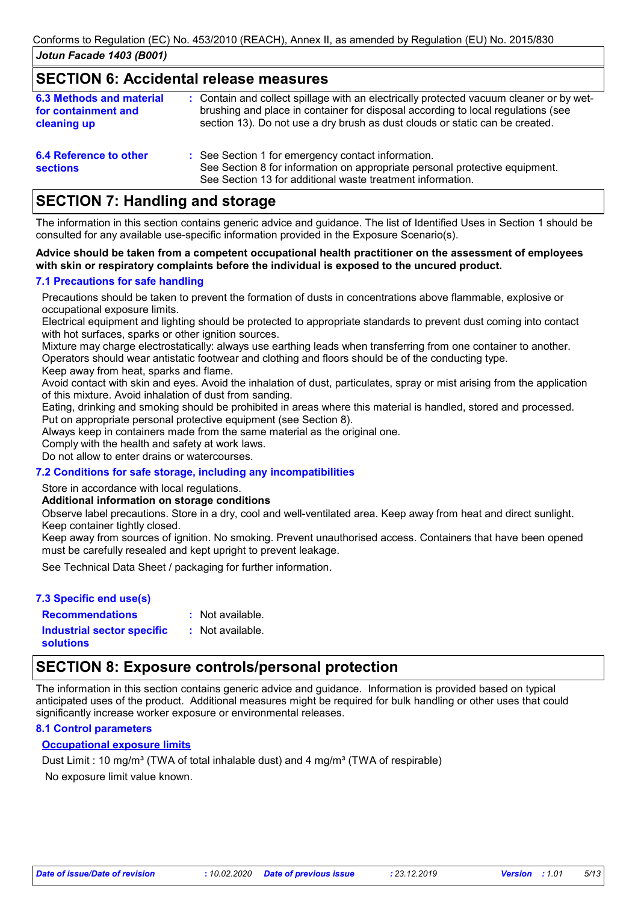## SECTION 6: Accidental release measures

**6.3 Methods and material for containment and cleaning up** : Contain and collect spillage with an electrically protected vacuum cleaner or by wet-brushing and place in container for disposal according to local regulations (see section 13). Do not use a dry brush as dust clouds or static can be created.

**6.4 Reference to other sections** : See Section 1 for emergency contact information.
See Section 8 for information on appropriate personal protective equipment.
See Section 13 for additional waste treatment information.

## SECTION 7: Handling and storage

The information in this section contains generic advice and guidance. The list of Identified Uses in Section 1 should be consulted for any available use-specific information provided in the Exposure Scenario(s).

**Advice should be taken from a competent occupational health practitioner on the assessment of employees with skin or respiratory complaints before the individual is exposed to the uncured product.**

### 7.1 Precautions for safe handling

Precautions should be taken to prevent the formation of dusts in concentrations above flammable, explosive or occupational exposure limits.
Electrical equipment and lighting should be protected to appropriate standards to prevent dust coming into contact with hot surfaces, sparks or other ignition sources.
Mixture may charge electrostatically: always use earthing leads when transferring from one container to another.
Operators should wear antistatic footwear and clothing and floors should be of the conducting type.
Keep away from heat, sparks and flame.
Avoid contact with skin and eyes. Avoid the inhalation of dust, particulates, spray or mist arising from the application of this mixture. Avoid inhalation of dust from sanding.
Eating, drinking and smoking should be prohibited in areas where this material is handled, stored and processed.
Put on appropriate personal protective equipment (see Section 8).
Always keep in containers made from the same material as the original one.
Comply with the health and safety at work laws.
Do not allow to enter drains or watercourses.

### 7.2 Conditions for safe storage, including any incompatibilities

Store in accordance with local regulations.

**Additional information on storage conditions**

Observe label precautions. Store in a dry, cool and well-ventilated area. Keep away from heat and direct sunlight. Keep container tightly closed.
Keep away from sources of ignition. No smoking. Prevent unauthorised access. Containers that have been opened must be carefully resealed and kept upright to prevent leakage.

See Technical Data Sheet / packaging for further information.

### 7.3 Specific end use(s)

**Recommendations** : Not available.

**Industrial sector specific solutions** : Not available.

## SECTION 8: Exposure controls/personal protection

The information in this section contains generic advice and guidance. Information is provided based on typical anticipated uses of the product. Additional measures might be required for bulk handling or other uses that could significantly increase worker exposure or environmental releases.

### 8.1 Control parameters

**Occupational exposure limits**

Dust Limit : 10 mg/m³ (TWA of total inhalable dust) and 4 mg/m³ (TWA of respirable)

No exposure limit value known.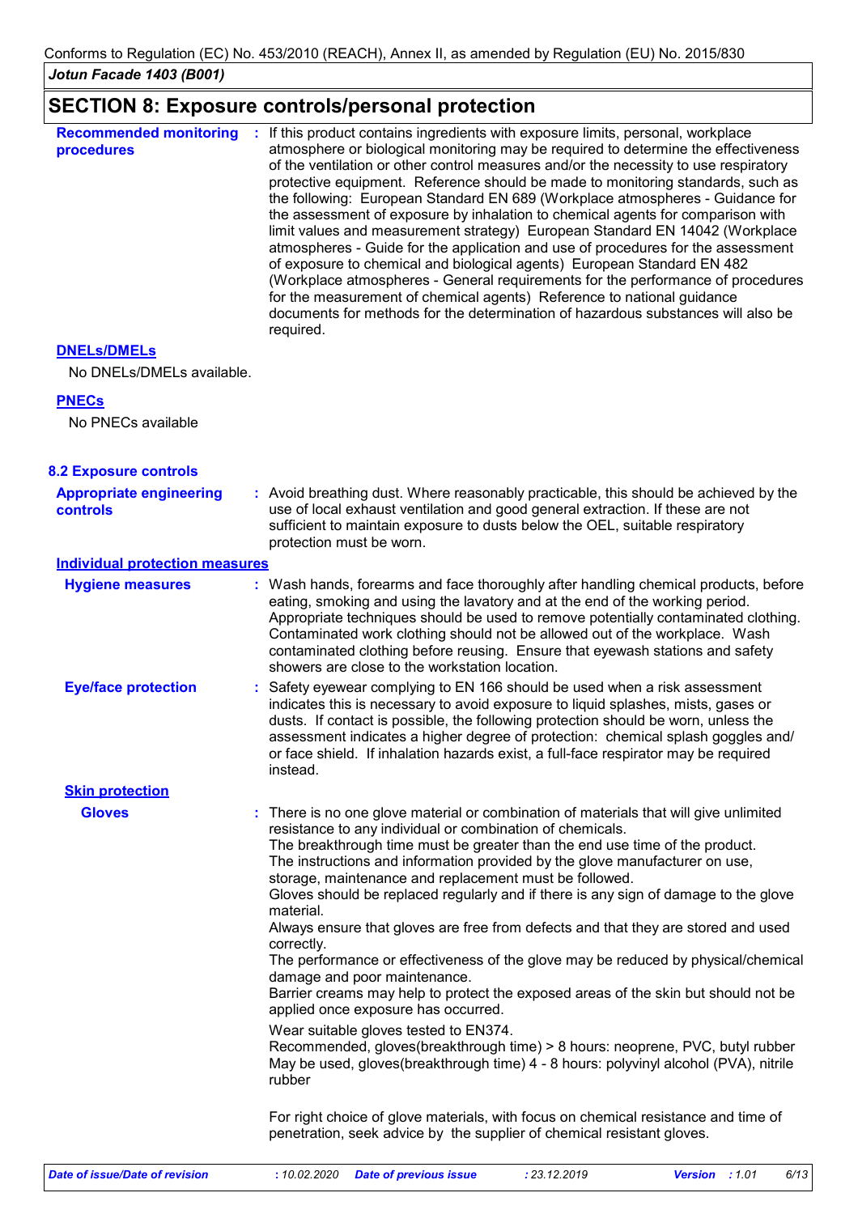## SECTION 8: Exposure controls/personal protection

**Recommended monitoring procedures** : If this product contains ingredients with exposure limits, personal, workplace atmosphere or biological monitoring may be required to determine the effectiveness of the ventilation or other control measures and/or the necessity to use respiratory protective equipment. Reference should be made to monitoring standards, such as the following: European Standard EN 689 (Workplace atmospheres - Guidance for the assessment of exposure by inhalation to chemical agents for comparison with limit values and measurement strategy) European Standard EN 14042 (Workplace atmospheres - Guide for the application and use of procedures for the assessment of exposure to chemical and biological agents) European Standard EN 482 (Workplace atmospheres - General requirements for the performance of procedures for the measurement of chemical agents) Reference to national guidance documents for methods for the determination of hazardous substances will also be required.

**DNELs/DMELs**

No DNELs/DMELs available.

**PNECs**

No PNECs available

### 8.2 Exposure controls

**Appropriate engineering controls** : Avoid breathing dust. Where reasonably practicable, this should be achieved by the use of local exhaust ventilation and good general extraction. If these are not sufficient to maintain exposure to dusts below the OEL, suitable respiratory protection must be worn.

**Individual protection measures**

**Hygiene measures** : Wash hands, forearms and face thoroughly after handling chemical products, before eating, smoking and using the lavatory and at the end of the working period. Appropriate techniques should be used to remove potentially contaminated clothing. Contaminated work clothing should not be allowed out of the workplace. Wash contaminated clothing before reusing. Ensure that eyewash stations and safety showers are close to the workstation location.

**Eye/face protection** : Safety eyewear complying to EN 166 should be used when a risk assessment indicates this is necessary to avoid exposure to liquid splashes, mists, gases or dusts. If contact is possible, the following protection should be worn, unless the assessment indicates a higher degree of protection: chemical splash goggles and/ or face shield. If inhalation hazards exist, a full-face respirator may be required instead.

**Skin protection**

**Gloves** : There is no one glove material or combination of materials that will give unlimited resistance to any individual or combination of chemicals.
The breakthrough time must be greater than the end use time of the product.
The instructions and information provided by the glove manufacturer on use, storage, maintenance and replacement must be followed.
Gloves should be replaced regularly and if there is any sign of damage to the glove material.
Always ensure that gloves are free from defects and that they are stored and used correctly.
The performance or effectiveness of the glove may be reduced by physical/chemical damage and poor maintenance.
Barrier creams may help to protect the exposed areas of the skin but should not be applied once exposure has occurred.

Wear suitable gloves tested to EN374.
Recommended, gloves(breakthrough time) > 8 hours: neoprene, PVC, butyl rubber
May be used, gloves(breakthrough time) 4 - 8 hours: polyvinyl alcohol (PVA), nitrile rubber

For right choice of glove materials, with focus on chemical resistance and time of penetration, seek advice by the supplier of chemical resistant gloves.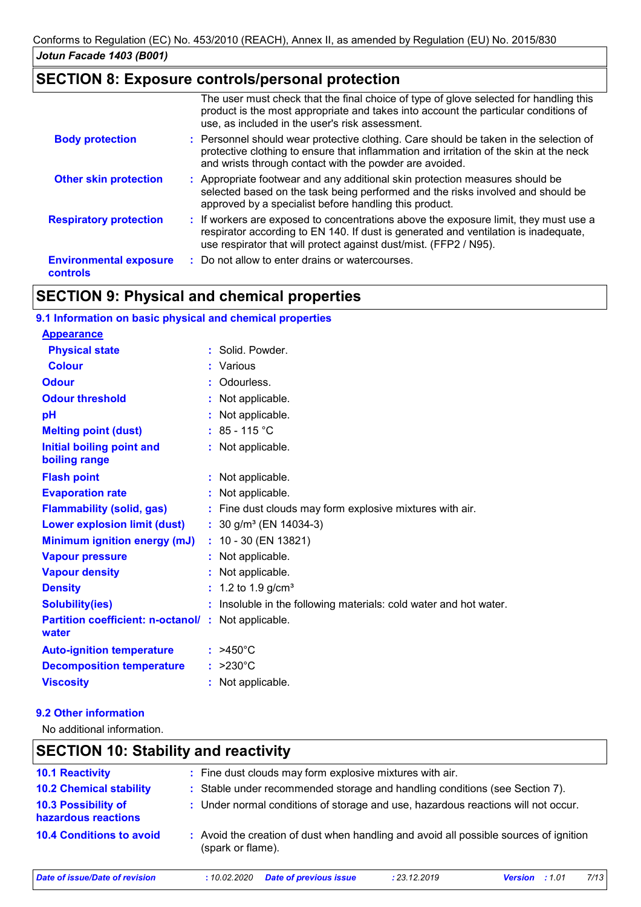## SECTION 8: Exposure controls/personal protection

The user must check that the final choice of type of glove selected for handling this product is the most appropriate and takes into account the particular conditions of use, as included in the user's risk assessment.

| | |
|---|---|
| **Body protection** | : Personnel should wear protective clothing. Care should be taken in the selection of protective clothing to ensure that inflammation and irritation of the skin at the neck and wrists through contact with the powder are avoided. |
| **Other skin protection** | : Appropriate footwear and any additional skin protection measures should be selected based on the task being performed and the risks involved and should be approved by a specialist before handling this product. |
| **Respiratory protection** | : If workers are exposed to concentrations above the exposure limit, they must use a respirator according to EN 140. If dust is generated and ventilation is inadequate, use respirator that will protect against dust/mist. (FFP2 / N95). |
| **Environmental exposure controls** | : Do not allow to enter drains or watercourses. |

## SECTION 9: Physical and chemical properties

### 9.1 Information on basic physical and chemical properties

**Appearance**

| | |
|---|---|
| **Physical state** | : Solid. Powder. |
| **Colour** | : Various |
| **Odour** | : Odourless. |
| **Odour threshold** | : Not applicable. |
| **pH** | : Not applicable. |
| **Melting point (dust)** | : 85 - 115 °C |
| **Initial boiling point and boiling range** | : Not applicable. |
| **Flash point** | : Not applicable. |
| **Evaporation rate** | : Not applicable. |
| **Flammability (solid, gas)** | : Fine dust clouds may form explosive mixtures with air. |
| **Lower explosion limit (dust)** | : 30 g/m³ (EN 14034-3) |
| **Minimum ignition energy (mJ)** | : 10 - 30 (EN 13821) |
| **Vapour pressure** | : Not applicable. |
| **Vapour density** | : Not applicable. |
| **Density** | : 1.2 to 1.9 g/cm³ |
| **Solubility(ies)** | : Insoluble in the following materials: cold water and hot water. |
| **Partition coefficient: n-octanol/water** | : Not applicable. |
| **Auto-ignition temperature** | : >450°C |
| **Decomposition temperature** | : >230°C |
| **Viscosity** | : Not applicable. |

### 9.2 Other information

No additional information.

## SECTION 10: Stability and reactivity

| | |
|---|---|
| **10.1 Reactivity** | : Fine dust clouds may form explosive mixtures with air. |
| **10.2 Chemical stability** | : Stable under recommended storage and handling conditions (see Section 7). |
| **10.3 Possibility of hazardous reactions** | : Under normal conditions of storage and use, hazardous reactions will not occur. |
| **10.4 Conditions to avoid** | : Avoid the creation of dust when handling and avoid all possible sources of ignition (spark or flame). |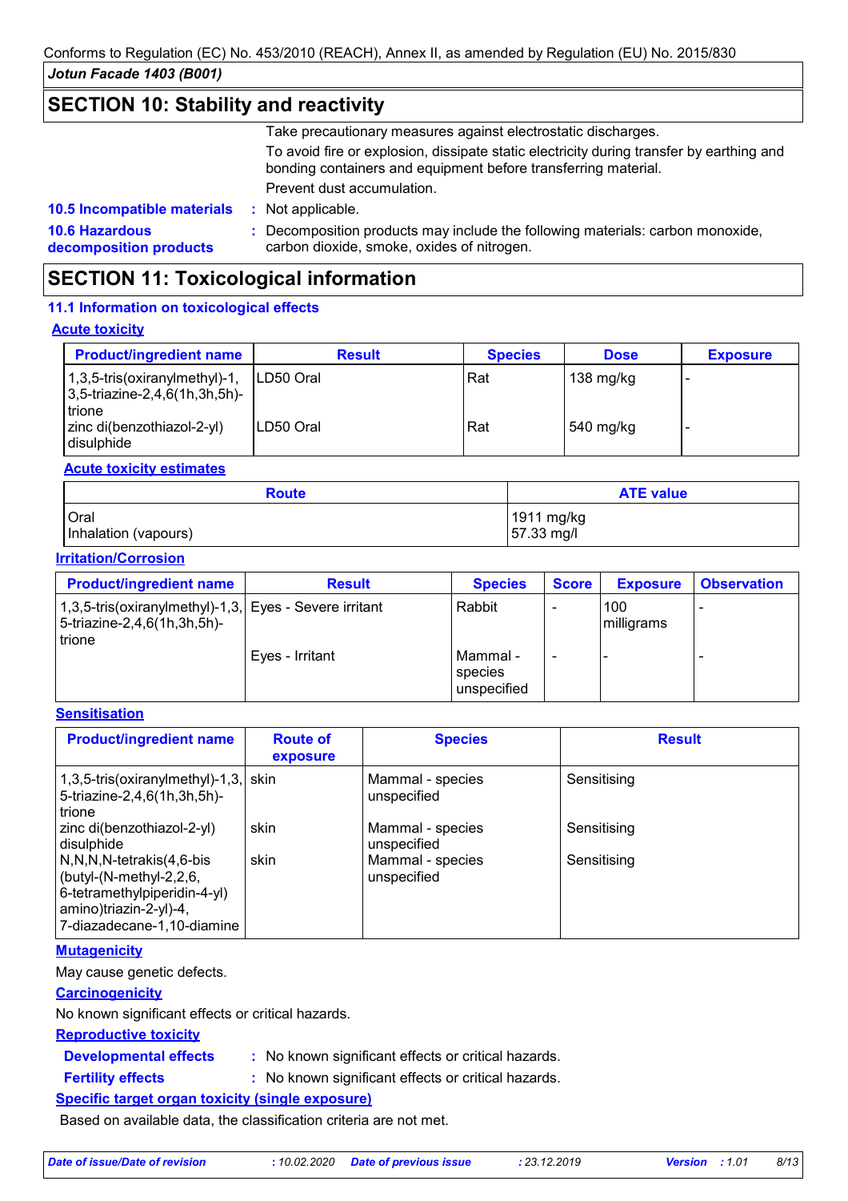## SECTION 10: Stability and reactivity

Take precautionary measures against electrostatic discharges.

To avoid fire or explosion, dissipate static electricity during transfer by earthing and bonding containers and equipment before transferring material.

Prevent dust accumulation.

**10.5 Incompatible materials** : Not applicable.

**10.6 Hazardous decomposition products** : Decomposition products may include the following materials: carbon monoxide, carbon dioxide, smoke, oxides of nitrogen.

## SECTION 11: Toxicological information

### 11.1 Information on toxicological effects

**Acute toxicity**

| Product/ingredient name | Result | Species | Dose | Exposure |
|---|---|---|---|---|
| 1,3,5-tris(oxiranylmethyl)-1,3,5-triazine-2,4,6(1h,3h,5h)-trione | LD50 Oral | Rat | 138 mg/kg | - |
| zinc di(benzothiazol-2-yl) disulphide | LD50 Oral | Rat | 540 mg/kg | - |

**Acute toxicity estimates**

| Route | ATE value |
|---|---|
| Oral | 1911 mg/kg |
| Inhalation (vapours) | 57.33 mg/l |

**Irritation/Corrosion**

| Product/ingredient name | Result | Species | Score | Exposure | Observation |
|---|---|---|---|---|---|
| 1,3,5-tris(oxiranylmethyl)-1,3,5-triazine-2,4,6(1h,3h,5h)-trione | Eyes - Severe irritant | Rabbit | - | 100 milligrams | - |
| | Eyes - Irritant | Mammal - species unspecified | - | - | - |

**Sensitisation**

| Product/ingredient name | Route of exposure | Species | Result |
|---|---|---|---|
| 1,3,5-tris(oxiranylmethyl)-1,3,5-triazine-2,4,6(1h,3h,5h)-trione | skin | Mammal - species unspecified | Sensitising |
| zinc di(benzothiazol-2-yl) disulphide | skin | Mammal - species unspecified | Sensitising |
| N,N,N,N-tetrakis(4,6-bis (butyl-(N-methyl-2,2,6,6-tetramethylpiperidin-4-yl) amino)triazin-2-yl)-4,7-diazadecane-1,10-diamine | skin | Mammal - species unspecified | Sensitising |

**Mutagenicity**

May cause genetic defects.

**Carcinogenicity**

No known significant effects or critical hazards.

**Reproductive toxicity**

**Developmental effects** : No known significant effects or critical hazards.

**Fertility effects** : No known significant effects or critical hazards.

**Specific target organ toxicity (single exposure)**

Based on available data, the classification criteria are not met.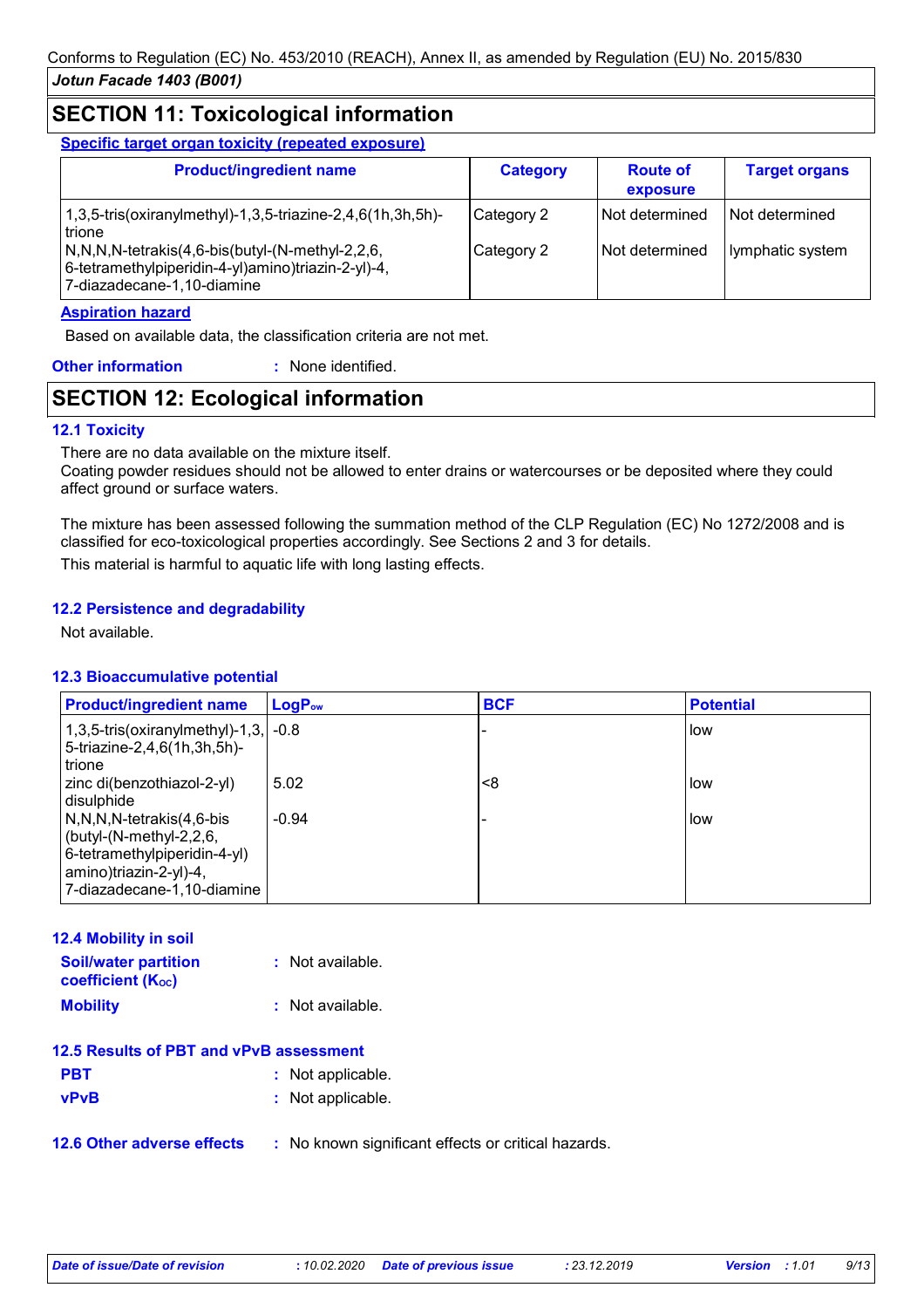## SECTION 11: Toxicological information

**Specific target organ toxicity (repeated exposure)**

| Product/ingredient name | Category | Route of exposure | Target organs |
|---|---|---|---|
| 1,3,5-tris(oxiranylmethyl)-1,3,5-triazine-2,4,6(1h,3h,5h)-trione | Category 2 | Not determined | Not determined |
| N,N,N,N-tetrakis(4,6-bis(butyl-(N-methyl-2,2,6,6-tetramethylpiperidin-4-yl)amino)triazin-2-yl)-4,7-diazadecane-1,10-diamine | Category 2 | Not determined | lymphatic system |

**Aspiration hazard**

Based on available data, the classification criteria are not met.

**Other information** : None identified.

## SECTION 12: Ecological information

### 12.1 Toxicity

There are no data available on the mixture itself.
Coating powder residues should not be allowed to enter drains or watercourses or be deposited where they could affect ground or surface waters.

The mixture has been assessed following the summation method of the CLP Regulation (EC) No 1272/2008 and is classified for eco-toxicological properties accordingly. See Sections 2 and 3 for details.

This material is harmful to aquatic life with long lasting effects.

### 12.2 Persistence and degradability

Not available.

### 12.3 Bioaccumulative potential

| Product/ingredient name | $LogP_{ow}$ | BCF | Potential |
|---|---|---|---|
| 1,3,5-tris(oxiranylmethyl)-1,3,5-triazine-2,4,6(1h,3h,5h)-trione | -0.8 | - | low |
| zinc di(benzothiazol-2-yl) disulphide | 5.02 | <8 | low |
| N,N,N,N-tetrakis(4,6-bis(butyl-(N-methyl-2,2,6,6-tetramethylpiperidin-4-yl)amino)triazin-2-yl)-4,7-diazadecane-1,10-diamine | -0.94 | - | low |

### 12.4 Mobility in soil

**Soil/water partition coefficient ($K_{OC}$)** : Not available.

**Mobility** : Not available.

### 12.5 Results of PBT and vPvB assessment

**PBT** : Not applicable.

**vPvB** : Not applicable.

### 12.6 Other adverse effects

: No known significant effects or critical hazards.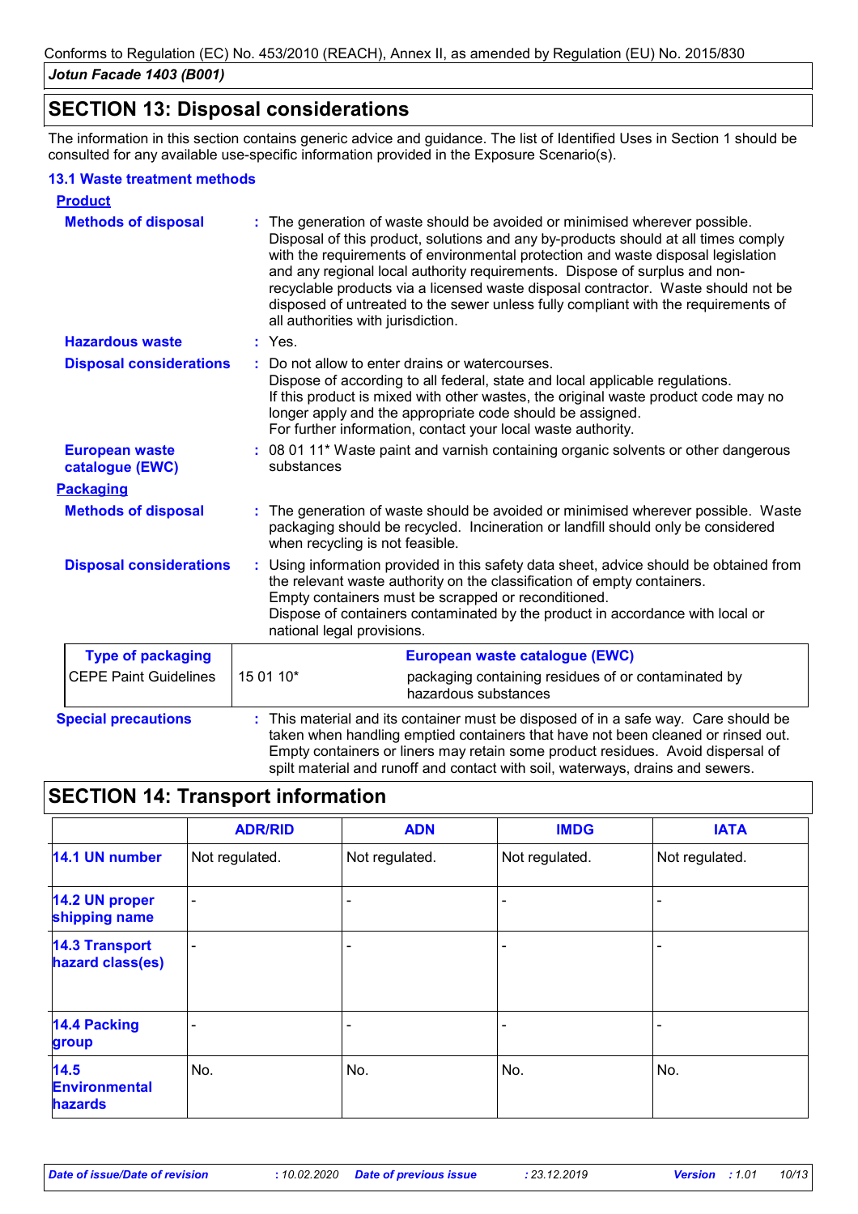## SECTION 13: Disposal considerations

The information in this section contains generic advice and guidance. The list of Identified Uses in Section 1 should be consulted for any available use-specific information provided in the Exposure Scenario(s).

### 13.1 Waste treatment methods

**Product**

**Methods of disposal** : The generation of waste should be avoided or minimised wherever possible. Disposal of this product, solutions and any by-products should at all times comply with the requirements of environmental protection and waste disposal legislation and any regional local authority requirements. Dispose of surplus and non-recyclable products via a licensed waste disposal contractor. Waste should not be disposed of untreated to the sewer unless fully compliant with the requirements of all authorities with jurisdiction.

**Hazardous waste** : Yes.

**Disposal considerations** : Do not allow to enter drains or watercourses.
Dispose of according to all federal, state and local applicable regulations.
If this product is mixed with other wastes, the original waste product code may no longer apply and the appropriate code should be assigned.
For further information, contact your local waste authority.

**European waste catalogue (EWC)** : 08 01 11* Waste paint and varnish containing organic solvents or other dangerous substances

**Packaging**

**Methods of disposal** : The generation of waste should be avoided or minimised wherever possible. Waste packaging should be recycled. Incineration or landfill should only be considered when recycling is not feasible.

**Disposal considerations** : Using information provided in this safety data sheet, advice should be obtained from the relevant waste authority on the classification of empty containers.
Empty containers must be scrapped or reconditioned.
Dispose of containers contaminated by the product in accordance with local or national legal provisions.

| Type of packaging | European waste catalogue (EWC) | |
|---|---|---|
| CEPE Paint Guidelines | 15 01 10* | packaging containing residues of or contaminated by hazardous substances |

**Special precautions** : This material and its container must be disposed of in a safe way. Care should be taken when handling emptied containers that have not been cleaned or rinsed out. Empty containers or liners may retain some product residues. Avoid dispersal of spilt material and runoff and contact with soil, waterways, drains and sewers.

## SECTION 14: Transport information

| | ADR/RID | ADN | IMDG | IATA |
|---|---|---|---|---|
| **14.1 UN number** | Not regulated. | Not regulated. | Not regulated. | Not regulated. |
| **14.2 UN proper shipping name** | - | - | - | - |
| **14.3 Transport hazard class(es)** | - | - | - | - |
| **14.4 Packing group** | - | - | - | - |
| **14.5 Environmental hazards** | No. | No. | No. | No. |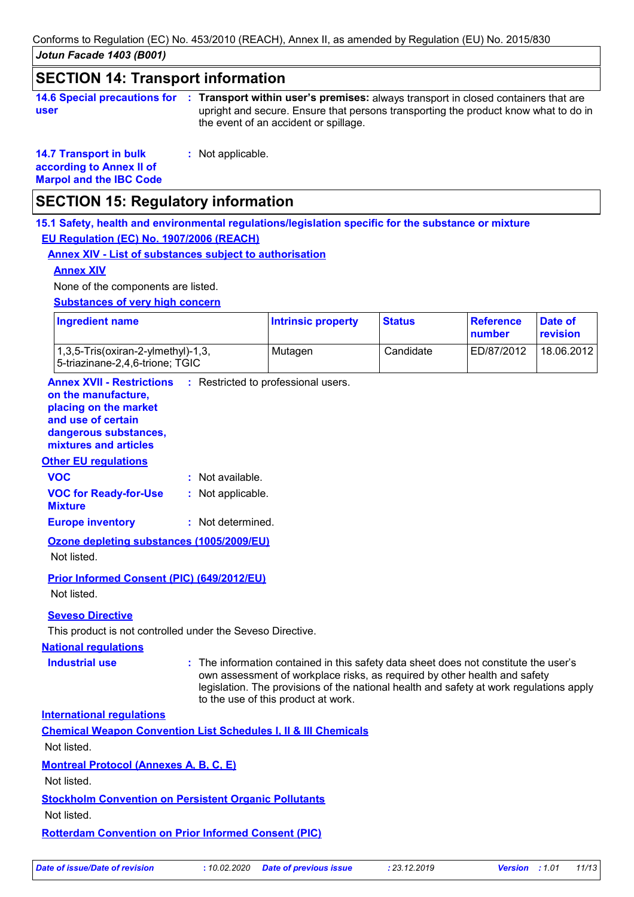## SECTION 14: Transport information

**14.6 Special precautions for user** : **Transport within user's premises:** always transport in closed containers that are upright and secure. Ensure that persons transporting the product know what to do in the event of an accident or spillage.

**14.7 Transport in bulk according to Annex II of Marpol and the IBC Code** : Not applicable.

## SECTION 15: Regulatory information

### 15.1 Safety, health and environmental regulations/legislation specific for the substance or mixture

**EU Regulation (EC) No. 1907/2006 (REACH)**

**Annex XIV - List of substances subject to authorisation**

**Annex XIV**

None of the components are listed.

**Substances of very high concern**

| Ingredient name | Intrinsic property | Status | Reference number | Date of revision |
|---|---|---|---|---|
| 1,3,5-Tris(oxiran-2-ylmethyl)-1,3, 5-triazinane-2,4,6-trione; TGIC | Mutagen | Candidate | ED/87/2012 | 18.06.2012 |

**Annex XVII - Restrictions on the manufacture, placing on the market and use of certain dangerous substances, mixtures and articles** : Restricted to professional users.

**Other EU regulations**

**VOC** : Not available.

**VOC for Ready-for-Use Mixture** : Not applicable.

**Europe inventory** : Not determined.

**Ozone depleting substances (1005/2009/EU)**

Not listed.

**Prior Informed Consent (PIC) (649/2012/EU)**

Not listed.

**Seveso Directive**

This product is not controlled under the Seveso Directive.

**National regulations**

**Industrial use** : The information contained in this safety data sheet does not constitute the user's own assessment of workplace risks, as required by other health and safety legislation. The provisions of the national health and safety at work regulations apply to the use of this product at work.

**International regulations**

**Chemical Weapon Convention List Schedules I, II & III Chemicals**

Not listed.

**Montreal Protocol (Annexes A, B, C, E)**

Not listed.

**Stockholm Convention on Persistent Organic Pollutants**

Not listed.

**Rotterdam Convention on Prior Informed Consent (PIC)**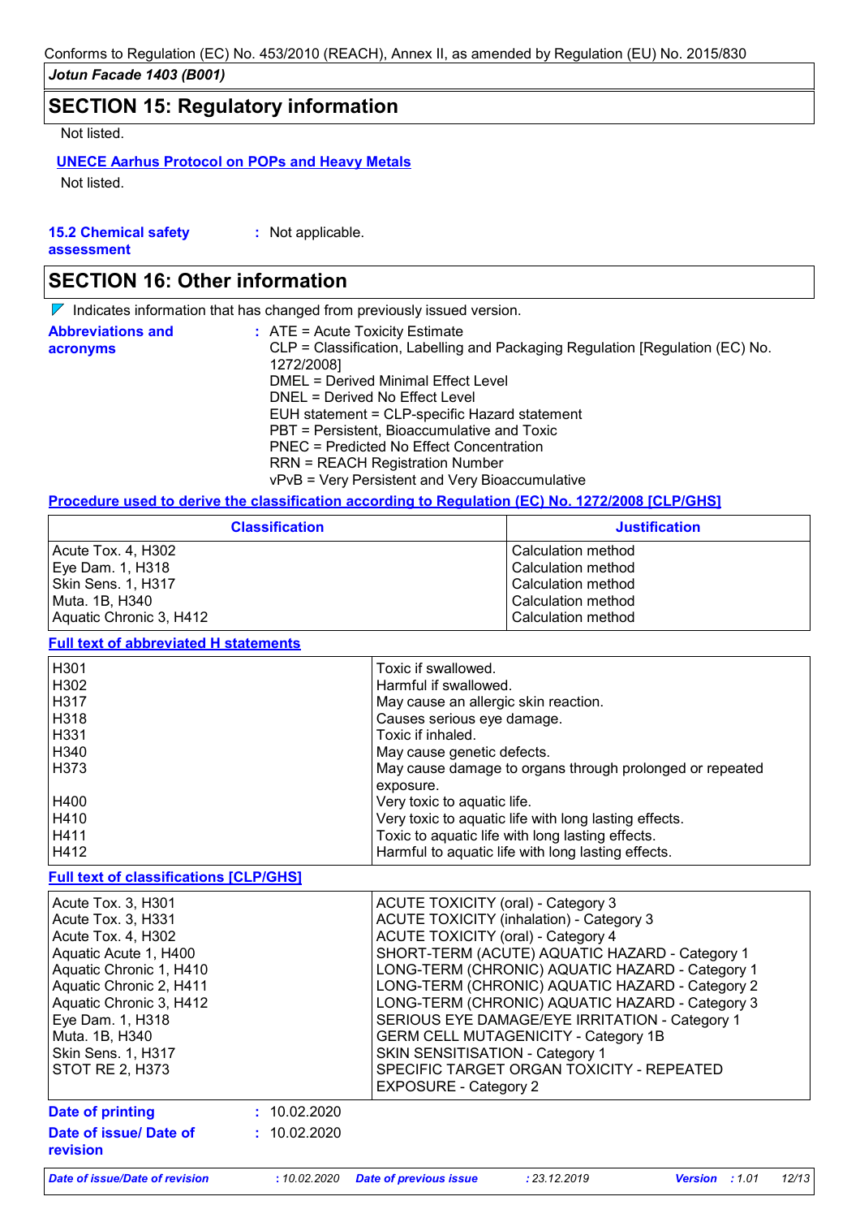## SECTION 15: Regulatory information

Not listed.

**UNECE Aarhus Protocol on POPs and Heavy Metals**

Not listed.

**15.2 Chemical safety assessment** : Not applicable.

## SECTION 16: Other information

Indicates information that has changed from previously issued version.

**Abbreviations and acronyms** :
ATE = Acute Toxicity Estimate
CLP = Classification, Labelling and Packaging Regulation [Regulation (EC) No. 1272/2008]
DMEL = Derived Minimal Effect Level
DNEL = Derived No Effect Level
EUH statement = CLP-specific Hazard statement
PBT = Persistent, Bioaccumulative and Toxic
PNEC = Predicted No Effect Concentration
RRN = REACH Registration Number
vPvB = Very Persistent and Very Bioaccumulative

**Procedure used to derive the classification according to Regulation (EC) No. 1272/2008 [CLP/GHS]**

| Classification | Justification |
|---|---|
| Acute Tox. 4, H302 | Calculation method |
| Eye Dam. 1, H318 | Calculation method |
| Skin Sens. 1, H317 | Calculation method |
| Muta. 1B, H340 | Calculation method |
| Aquatic Chronic 3, H412 | Calculation method |

**Full text of abbreviated H statements**

| | |
|---|---|
| H301 | Toxic if swallowed. |
| H302 | Harmful if swallowed. |
| H317 | May cause an allergic skin reaction. |
| H318 | Causes serious eye damage. |
| H331 | Toxic if inhaled. |
| H340 | May cause genetic defects. |
| H373 | May cause damage to organs through prolonged or repeated exposure. |
| H400 | Very toxic to aquatic life. |
| H410 | Very toxic to aquatic life with long lasting effects. |
| H411 | Toxic to aquatic life with long lasting effects. |
| H412 | Harmful to aquatic life with long lasting effects. |

**Full text of classifications [CLP/GHS]**

| | |
|---|---|
| Acute Tox. 3, H301 | ACUTE TOXICITY (oral) - Category 3 |
| Acute Tox. 3, H331 | ACUTE TOXICITY (inhalation) - Category 3 |
| Acute Tox. 4, H302 | ACUTE TOXICITY (oral) - Category 4 |
| Aquatic Acute 1, H400 | SHORT-TERM (ACUTE) AQUATIC HAZARD - Category 1 |
| Aquatic Chronic 1, H410 | LONG-TERM (CHRONIC) AQUATIC HAZARD - Category 1 |
| Aquatic Chronic 2, H411 | LONG-TERM (CHRONIC) AQUATIC HAZARD - Category 2 |
| Aquatic Chronic 3, H412 | LONG-TERM (CHRONIC) AQUATIC HAZARD - Category 3 |
| Eye Dam. 1, H318 | SERIOUS EYE DAMAGE/EYE IRRITATION - Category 1 |
| Muta. 1B, H340 | GERM CELL MUTAGENICITY - Category 1B |
| Skin Sens. 1, H317 | SKIN SENSITISATION - Category 1 |
| STOT RE 2, H373 | SPECIFIC TARGET ORGAN TOXICITY - REPEATED EXPOSURE - Category 2 |

**Date of printing** : 10.02.2020

**Date of issue/ Date of revision** : 10.02.2020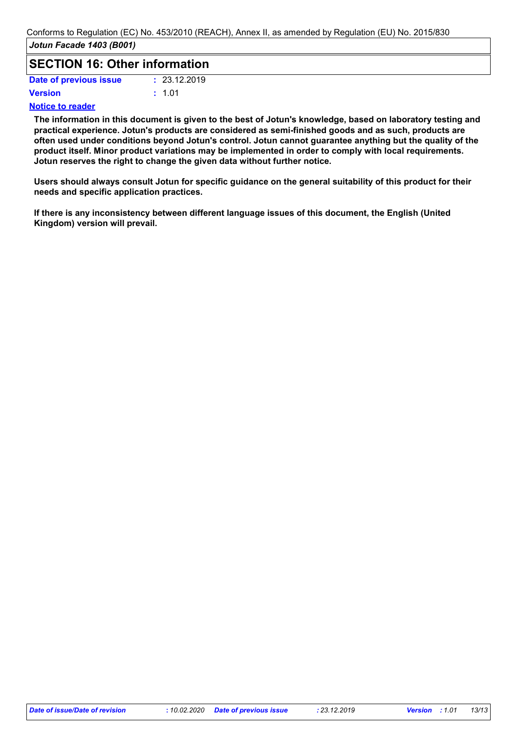## SECTION 16: Other information

| | |
|---|---|
| **Date of previous issue** | : 23.12.2019 |
| **Version** | : 1.01 |

**Notice to reader**

**The information in this document is given to the best of Jotun's knowledge, based on laboratory testing and practical experience. Jotun's products are considered as semi-finished goods and as such, products are often used under conditions beyond Jotun's control. Jotun cannot guarantee anything but the quality of the product itself. Minor product variations may be implemented in order to comply with local requirements. Jotun reserves the right to change the given data without further notice.**

**Users should always consult Jotun for specific guidance on the general suitability of this product for their needs and specific application practices.**

**If there is any inconsistency between different language issues of this document, the English (United Kingdom) version will prevail.**